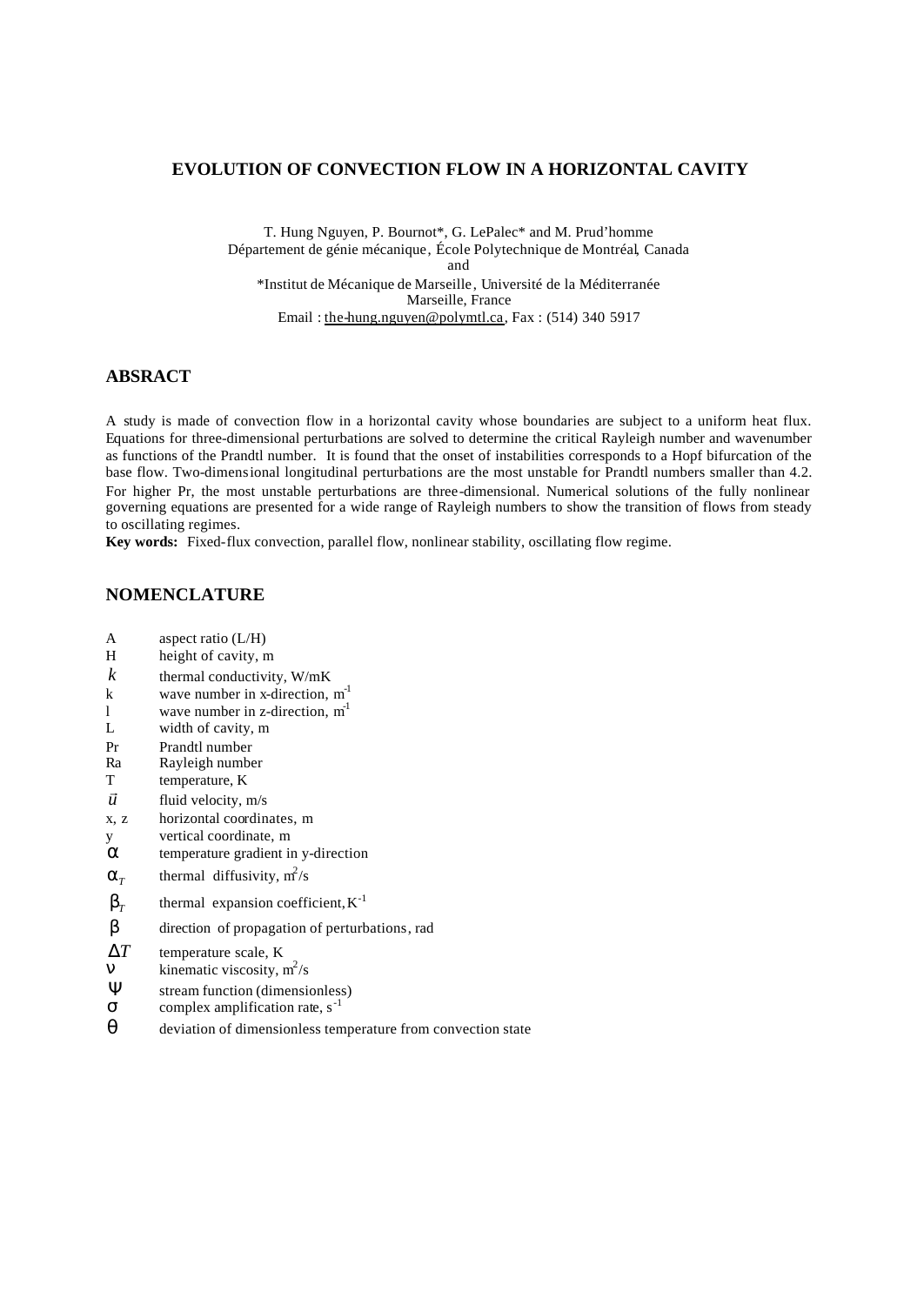# EVOLUTION OF CONVECTION FLOW IN A HORIZONTAL CAVITY

T. Hung Nguyen, P. Bournot*, G. LePalec* and M. Prud'homme
Département de génie mécanique, École Polytechnique de Montréal, Canada
and
*Institut de Mécanique de Marseille, Université de la Méditerranée
Marseille, France
Email : the-hung.nguyen@polymtl.ca, Fax : (514) 340 5917

## ABSRACT

A study is made of convection flow in a horizontal cavity whose boundaries are subject to a uniform heat flux. Equations for three-dimensional perturbations are solved to determine the critical Rayleigh number and wavenumber as functions of the Prandtl number. It is found that the onset of instabilities corresponds to a Hopf bifurcation of the base flow. Two-dimensional longitudinal perturbations are the most unstable for Prandtl numbers smaller than 4.2. For higher Pr, the most unstable perturbations are three-dimensional. Numerical solutions of the fully nonlinear governing equations are presented for a wide range of Rayleigh numbers to show the transition of flows from steady to oscillating regimes.

**Key words:** Fixed-flux convection, parallel flow, nonlinear stability, oscillating flow regime.

## NOMENCLATURE

| | |
|---|---|
| A | aspect ratio (L/H) |
| H | height of cavity, m |
| $k$ | thermal conductivity, W/mK |
| k | wave number in x-direction, $m^{-1}$ |
| l | wave number in z-direction, $m^{-1}$ |
| L | width of cavity, m |
| Pr | Prandtl number |
| Ra | Rayleigh number |
| T | temperature, K |
| $\bar{u}$ | fluid velocity, m/s |
| x, z | horizontal coordinates, m |
| y | vertical coordinate, m |
| $\alpha$ | temperature gradient in y-direction |
| $\alpha_T$ | thermal diffusivity, $m^2/s$ |
| $\beta_T$ | thermal expansion coefficient, $K^{-1}$ |
| $\beta$ | direction of propagation of perturbations, rad |
| $\Delta T$ | temperature scale, K |
| $\nu$ | kinematic viscosity, $m^2/s$ |
| $\psi$ | stream function (dimensionless) |
| $\sigma$ | complex amplification rate, $s^{-1}$ |
| $\theta$ | deviation of dimensionless temperature from convection state |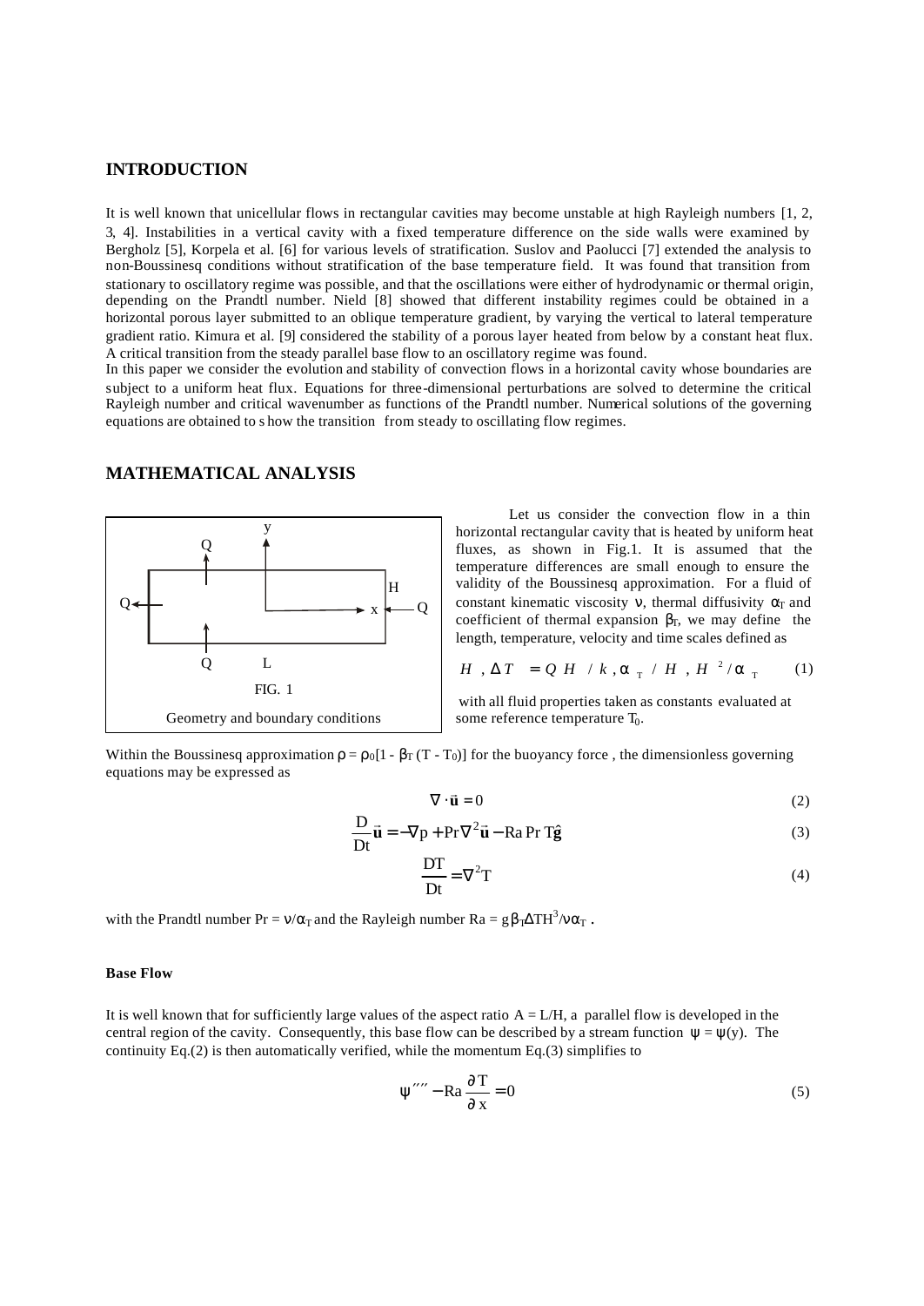## INTRODUCTION

It is well known that unicellular flows in rectangular cavities may become unstable at high Rayleigh numbers [1, 2, 3, 4]. Instabilities in a vertical cavity with a fixed temperature difference on the side walls were examined by Bergholz [5], Korpela et al. [6] for various levels of stratification. Suslov and Paolucci [7] extended the analysis to non-Boussinesq conditions without stratification of the base temperature field. It was found that transition from stationary to oscillatory regime was possible, and that the oscillations were either of hydrodynamic or thermal origin, depending on the Prandtl number. Nield [8] showed that different instability regimes could be obtained in a horizontal porous layer submitted to an oblique temperature gradient, by varying the vertical to lateral temperature gradient ratio. Kimura et al. [9] considered the stability of a porous layer heated from below by a constant heat flux. A critical transition from the steady parallel base flow to an oscillatory regime was found.

In this paper we consider the evolution and stability of convection flows in a horizontal cavity whose boundaries are subject to a uniform heat flux. Equations for three-dimensional perturbations are solved to determine the critical Rayleigh number and critical wavenumber as functions of the Prandtl number. Numerical solutions of the governing equations are obtained to show the transition from steady to oscillating flow regimes.

## MATHEMATICAL ANALYSIS

FIG. 1

Geometry and boundary conditions

Let us consider the convection flow in a thin horizontal rectangular cavity that is heated by uniform heat fluxes, as shown in Fig.1. It is assumed that the temperature differences are small enough to ensure the validity of the Boussinesq approximation. For a fluid of constant kinematic viscosity $\nu$, thermal diffusivity $\alpha_T$ and coefficient of thermal expansion $\beta_T$, we may define the length, temperature, velocity and time scales defined as

$$H \;,\; \Delta T = QH/k \;,\; \alpha_T/H \;,\; H^2/\alpha_T \tag{1}$$

with all fluid properties taken as constants evaluated at some reference temperature $T_0$.

Within the Boussinesq approximation $\rho = \rho_0[1 - \beta_T(T - T_0)]$ for the buoyancy force , the dimensionless governing equations may be expressed as

$$\nabla \cdot \vec{\mathbf{u}} = 0 \tag{2}$$

$$\frac{D}{Dt}\vec{\mathbf{u}} = -\nabla p + \Pr \nabla^2 \vec{\mathbf{u}} - \mathrm{Ra}\Pr T\hat{\mathbf{g}} \tag{3}$$

$$\frac{DT}{Dt} = \nabla^2 T \tag{4}$$

with the Prandtl number $\Pr = \nu/\alpha_T$ and the Rayleigh number $\mathrm{Ra} = g\beta_T \Delta T H^3/\nu\alpha_T$ .

#### Base Flow

It is well known that for sufficiently large values of the aspect ratio $A = L/H$, a parallel flow is developed in the central region of the cavity. Consequently, this base flow can be described by a stream function $\psi = \psi(y)$. The continuity Eq.(2) is then automatically verified, while the momentum Eq.(3) simplifies to

$$\psi'''' - \mathrm{Ra}\frac{\partial T}{\partial x} = 0 \tag{5}$$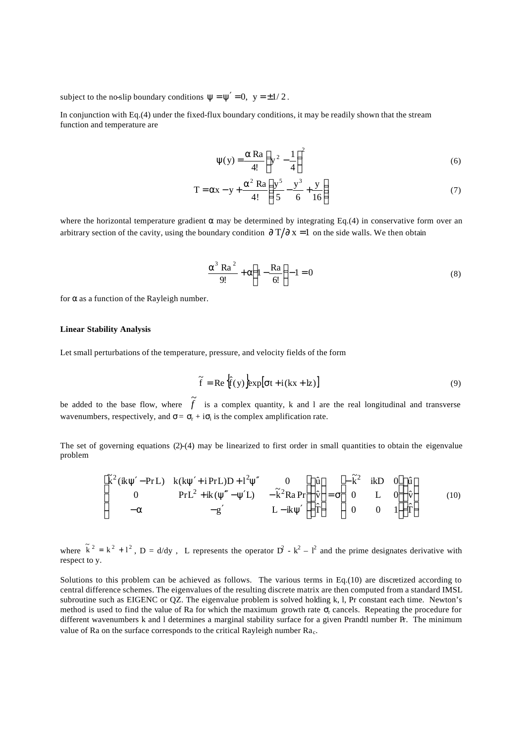subject to the no-slip boundary conditions $\psi = \psi' = 0,\ y = \pm 1/2$.

In conjunction with Eq.(4) under the fixed-flux boundary conditions, it may be readily shown that the stream function and temperature are

$$\psi(y) = \frac{\alpha\,\mathrm{Ra}}{4!}\left(y^2 - \frac{1}{4}\right)^2 \tag{6}$$

$$T = \alpha x - y + \frac{\alpha^2\,\mathrm{Ra}}{4!}\left(\frac{y^5}{5} - \frac{y^3}{6} + \frac{y}{16}\right) \tag{7}$$

where the horizontal temperature gradient $\alpha$ may be determined by integrating Eq.(4) in conservative form over an arbitrary section of the cavity, using the boundary condition $\partial T / \partial x = 1$ on the side walls. We then obtain

$$\frac{\alpha^3\,\mathrm{Ra}^2}{9!} + \alpha\left(1 - \frac{\mathrm{Ra}}{6!}\right) - 1 = 0 \tag{8}$$

for $\alpha$ as a function of the Rayleigh number.

**Linear Stability Analysis**

Let small perturbations of the temperature, pressure, and velocity fields of the form

$$\tilde{f} = \mathrm{Re}\left\{\hat{f}(y)\right\}\exp\left[\sigma t + i(kx + lz)\right] \tag{9}$$

be added to the base flow, where $\tilde{f}$ is a complex quantity, k and l are the real longitudinal and transverse wavenumbers, respectively, and $\sigma = \sigma_r + i\sigma_i$ is the complex amplification rate.

The set of governing equations (2)-(4) may be linearized to first order in small quantities to obtain the eigenvalue problem

$$\begin{pmatrix} \tilde{k}^2(ik\psi' - \mathrm{Pr}\,L) & k(k\psi' + i\,\mathrm{Pr}\,L)D + l^2\psi'' & 0 \\ 0 & \mathrm{Pr}\,L^2 + ik(\psi''' - \psi' L) & -\tilde{k}^2\mathrm{Ra}\,\mathrm{Pr} \\ -\alpha & -g' & L - ik\psi' \end{pmatrix}\begin{pmatrix} \hat{u} \\ \hat{v} \\ \hat{T} \end{pmatrix} = \sigma\begin{pmatrix} -\tilde{k}^2 & ikD & 0 \\ 0 & L & 0 \\ 0 & 0 & 1 \end{pmatrix}\begin{pmatrix} \hat{u} \\ \hat{v} \\ \hat{T} \end{pmatrix} \tag{10}$$

where $\tilde{k}^2 = k^2 + l^2$, $D = d/dy$, L represents the operator $D^2 - k^2 - l^2$ and the prime designates derivative with respect to y.

Solutions to this problem can be achieved as follows. The various terms in Eq.(10) are discretized according to central difference schemes. The eigenvalues of the resulting discrete matrix are then computed from a standard IMSL subroutine such as EIGENC or QZ. The eigenvalue problem is solved holding k, l, Pr constant each time. Newton's method is used to find the value of Ra for which the maximum growth rate $\sigma_r$ cancels. Repeating the procedure for different wavenumbers k and l determines a marginal stability surface for a given Prandtl number Pr. The minimum value of Ra on the surface corresponds to the critical Rayleigh number $\mathrm{Ra}_c$.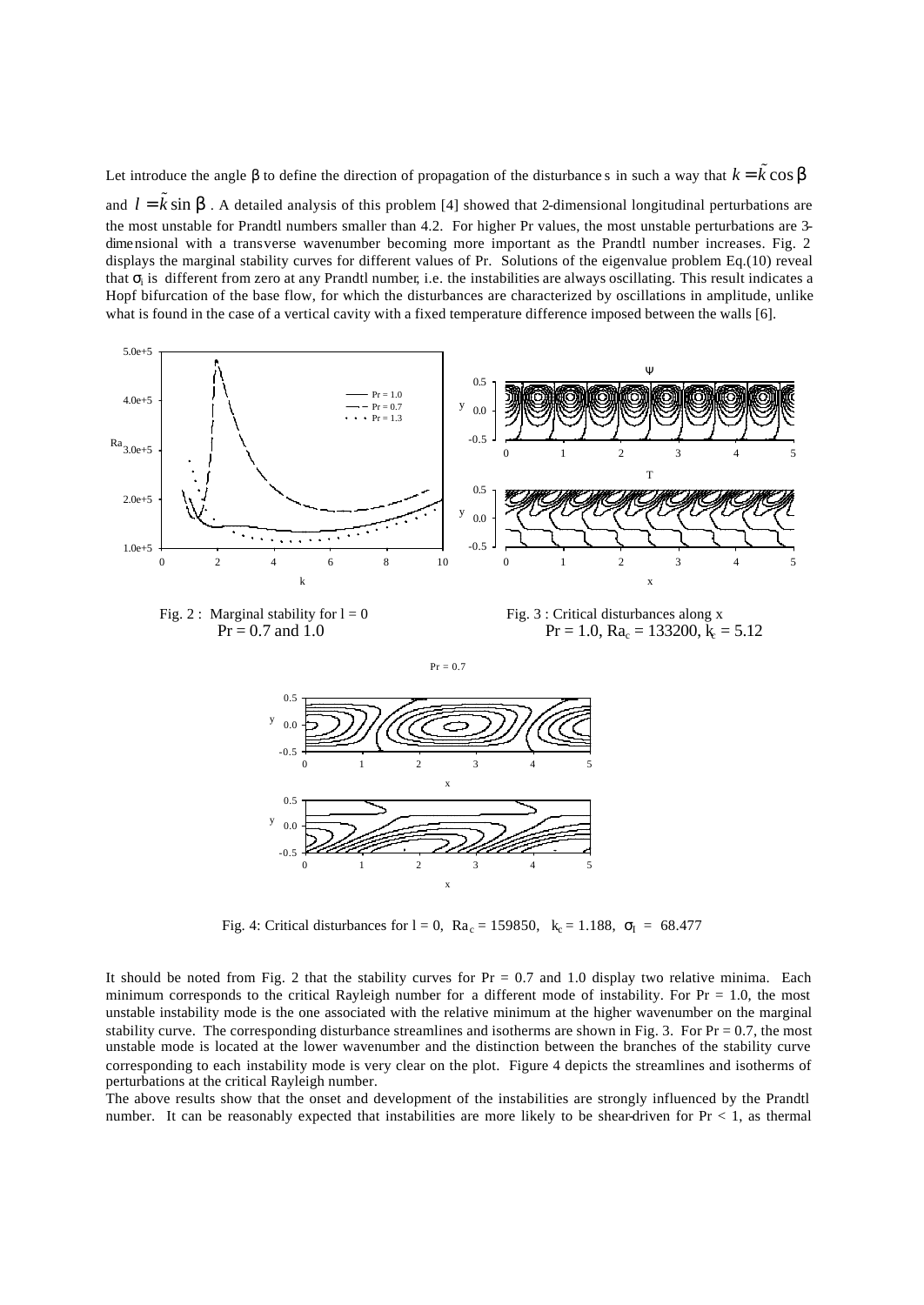Let introduce the angle $\beta$ to define the direction of propagation of the disturbances in such a way that $k = \tilde{k}\cos\beta$ and $l = \tilde{k}\sin\beta$. A detailed analysis of this problem [4] showed that 2-dimensional longitudinal perturbations are the most unstable for Prandtl numbers smaller than 4.2. For higher Pr values, the most unstable perturbations are 3-dimensional with a transverse wavenumber becoming more important as the Prandtl number increases. Fig. 2 displays the marginal stability curves for different values of Pr. Solutions of the eigenvalue problem Eq.(10) reveal that $\sigma_I$ is different from zero at any Prandtl number, i.e. the instabilities are always oscillating. This result indicates a Hopf bifurcation of the base flow, for which the disturbances are characterized by oscillations in amplitude, unlike what is found in the case of a vertical cavity with a fixed temperature difference imposed between the walls [6].

Fig. 2 : Marginal stability for $l = 0$
Pr = 0.7 and 1.0

Fig. 3 : Critical disturbances along x
Pr = 1.0, $Ra_c$ = 133200, $k_c$ = 5.12

Fig. 4: Critical disturbances for $l = 0$, $Ra_c = 159850$, $k_c = 1.188$, $\sigma_I = 68.477$

It should be noted from Fig. 2 that the stability curves for Pr = 0.7 and 1.0 display two relative minima. Each minimum corresponds to the critical Rayleigh number for a different mode of instability. For Pr = 1.0, the most unstable instability mode is the one associated with the relative minimum at the higher wavenumber on the marginal stability curve. The corresponding disturbance streamlines and isotherms are shown in Fig. 3. For Pr = 0.7, the most unstable mode is located at the lower wavenumber and the distinction between the branches of the stability curve corresponding to each instability mode is very clear on the plot. Figure 4 depicts the streamlines and isotherms of perturbations at the critical Rayleigh number.

The above results show that the onset and development of the instabilities are strongly influenced by the Prandtl number. It can be reasonably expected that instabilities are more likely to be shear-driven for Pr < 1, as thermal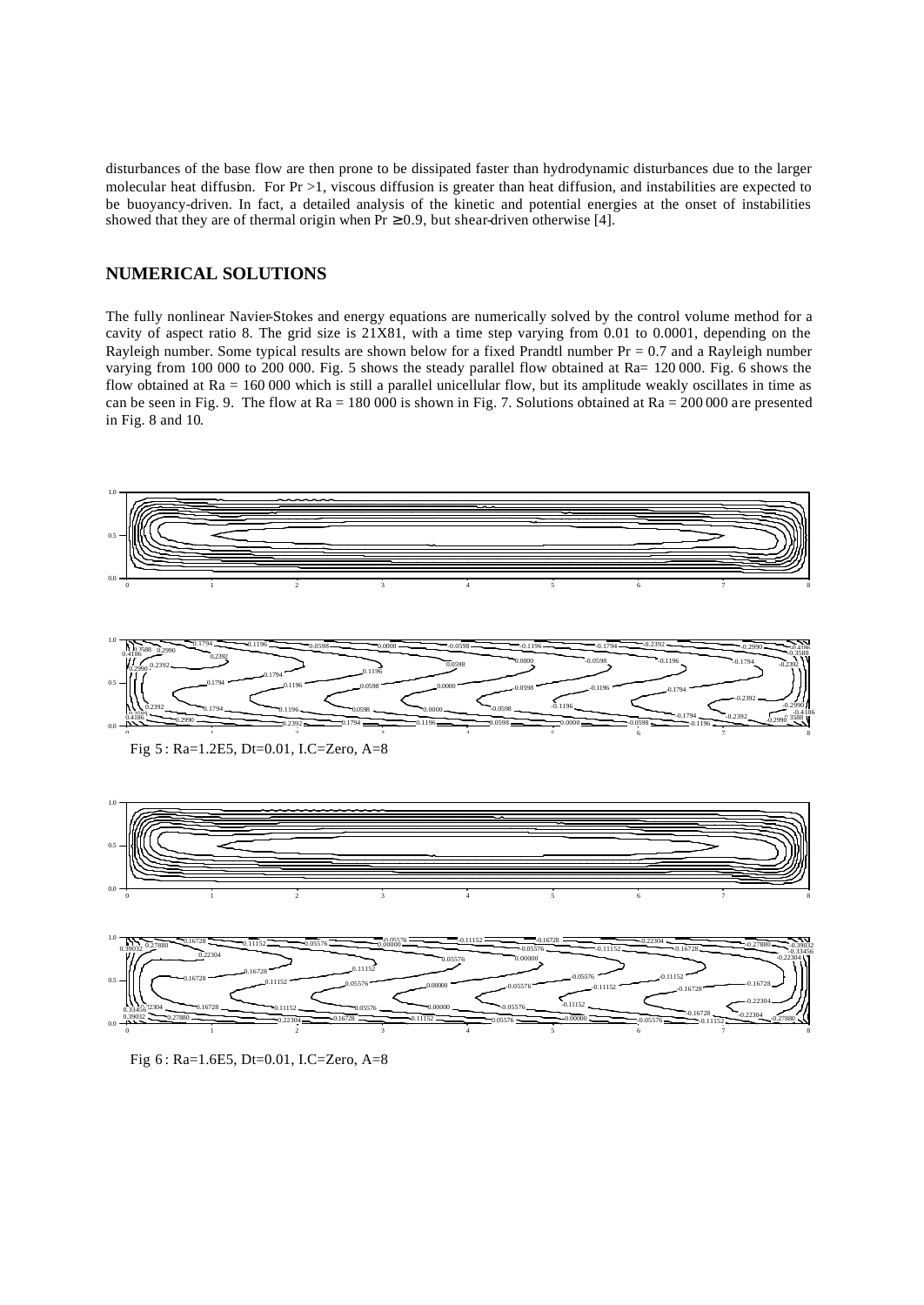disturbances of the base flow are then prone to be dissipated faster than hydrodynamic disturbances due to the larger molecular heat diffusion. For Pr >1, viscous diffusion is greater than heat diffusion, and instabilities are expected to be buoyancy-driven. In fact, a detailed analysis of the kinetic and potential energies at the onset of instabilities showed that they are of thermal origin when Pr ≥ 0.9, but shear-driven otherwise [4].

## NUMERICAL SOLUTIONS

The fully nonlinear Navier-Stokes and energy equations are numerically solved by the control volume method for a cavity of aspect ratio 8. The grid size is 21X81, with a time step varying from 0.01 to 0.0001, depending on the Rayleigh number. Some typical results are shown below for a fixed Prandtl number Pr = 0.7 and a Rayleigh number varying from 100 000 to 200 000. Fig. 5 shows the steady parallel flow obtained at Ra= 120 000. Fig. 6 shows the flow obtained at Ra = 160 000 which is still a parallel unicellular flow, but its amplitude weakly oscillates in time as can be seen in Fig. 9. The flow at Ra = 180 000 is shown in Fig. 7. Solutions obtained at Ra = 200 000 are presented in Fig. 8 and 10.

Fig 5 : Ra=1.2E5, Dt=0.01, I.C=Zero, A=8

Fig 6 : Ra=1.6E5, Dt=0.01, I.C=Zero, A=8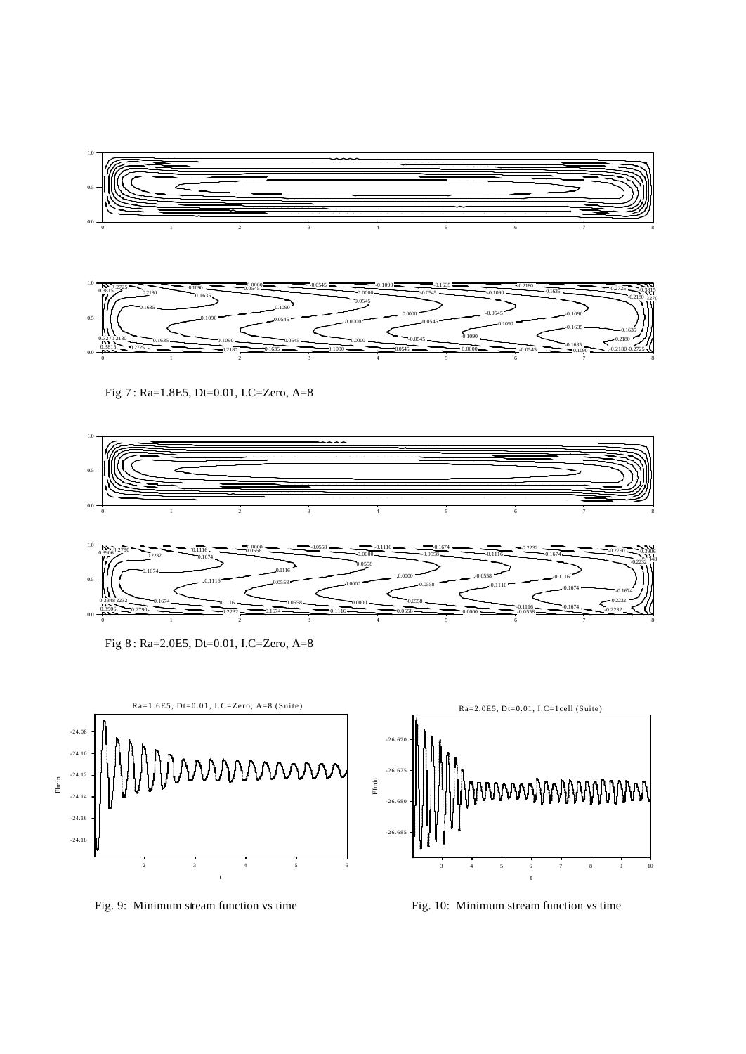Fig 7 : Ra=1.8E5, Dt=0.01, I.C=Zero, A=8

Fig 8 : Ra=2.0E5, Dt=0.01, I.C=Zero, A=8

Fig. 9: Minimum stream function vs time

Fig. 10: Minimum stream function vs time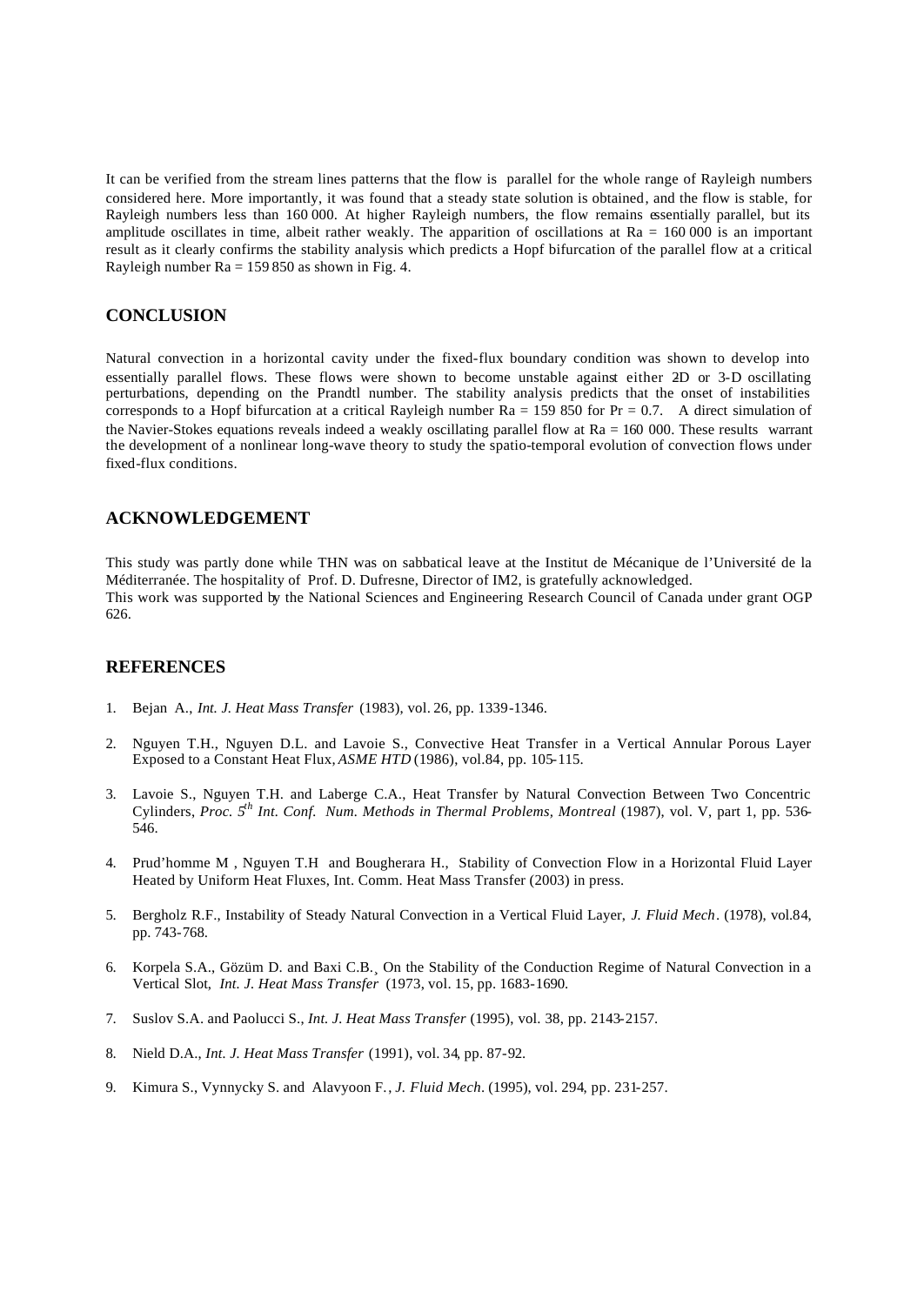It can be verified from the stream lines patterns that the flow is parallel for the whole range of Rayleigh numbers considered here. More importantly, it was found that a steady state solution is obtained, and the flow is stable, for Rayleigh numbers less than 160 000. At higher Rayleigh numbers, the flow remains essentially parallel, but its amplitude oscillates in time, albeit rather weakly. The apparition of oscillations at Ra = 160 000 is an important result as it clearly confirms the stability analysis which predicts a Hopf bifurcation of the parallel flow at a critical Rayleigh number Ra = 159 850 as shown in Fig. 4.

## CONCLUSION

Natural convection in a horizontal cavity under the fixed-flux boundary condition was shown to develop into essentially parallel flows. These flows were shown to become unstable against either 2D or 3-D oscillating perturbations, depending on the Prandtl number. The stability analysis predicts that the onset of instabilities corresponds to a Hopf bifurcation at a critical Rayleigh number Ra = 159 850 for Pr = 0.7. A direct simulation of the Navier-Stokes equations reveals indeed a weakly oscillating parallel flow at Ra = 160 000. These results warrant the development of a nonlinear long-wave theory to study the spatio-temporal evolution of convection flows under fixed-flux conditions.

## ACKNOWLEDGEMENT

This study was partly done while THN was on sabbatical leave at the Institut de Mécanique de l'Université de la Méditerranée. The hospitality of Prof. D. Dufresne, Director of IM2, is gratefully acknowledged.
This work was supported by the National Sciences and Engineering Research Council of Canada under grant OGP 626.

## REFERENCES

1. Bejan A., *Int. J. Heat Mass Transfer* (1983), vol. 26, pp. 1339-1346.

2. Nguyen T.H., Nguyen D.L. and Lavoie S., Convective Heat Transfer in a Vertical Annular Porous Layer Exposed to a Constant Heat Flux, *ASME HTD* (1986), vol.84, pp. 105-115.

3. Lavoie S., Nguyen T.H. and Laberge C.A., Heat Transfer by Natural Convection Between Two Concentric Cylinders, *Proc. 5th Int. Conf. Num. Methods in Thermal Problems, Montreal* (1987), vol. V, part 1, pp. 536-546.

4. Prud'homme M , Nguyen T.H and Bougherara H., Stability of Convection Flow in a Horizontal Fluid Layer Heated by Uniform Heat Fluxes, Int. Comm. Heat Mass Transfer (2003) in press.

5. Bergholz R.F., Instability of Steady Natural Convection in a Vertical Fluid Layer, *J. Fluid Mech*. (1978), vol.84, pp. 743-768.

6. Korpela S.A., Gözüm D. and Baxi C.B., On the Stability of the Conduction Regime of Natural Convection in a Vertical Slot, *Int. J. Heat Mass Transfer* (1973, vol. 15, pp. 1683-1690.

7. Suslov S.A. and Paolucci S., *Int. J. Heat Mass Transfer* (1995), vol. 38, pp. 2143-2157.

8. Nield D.A., *Int. J. Heat Mass Transfer* (1991), vol. 34, pp. 87-92.

9. Kimura S., Vynnycky S. and Alavyoon F., *J. Fluid Mech*. (1995), vol. 294, pp. 231-257.